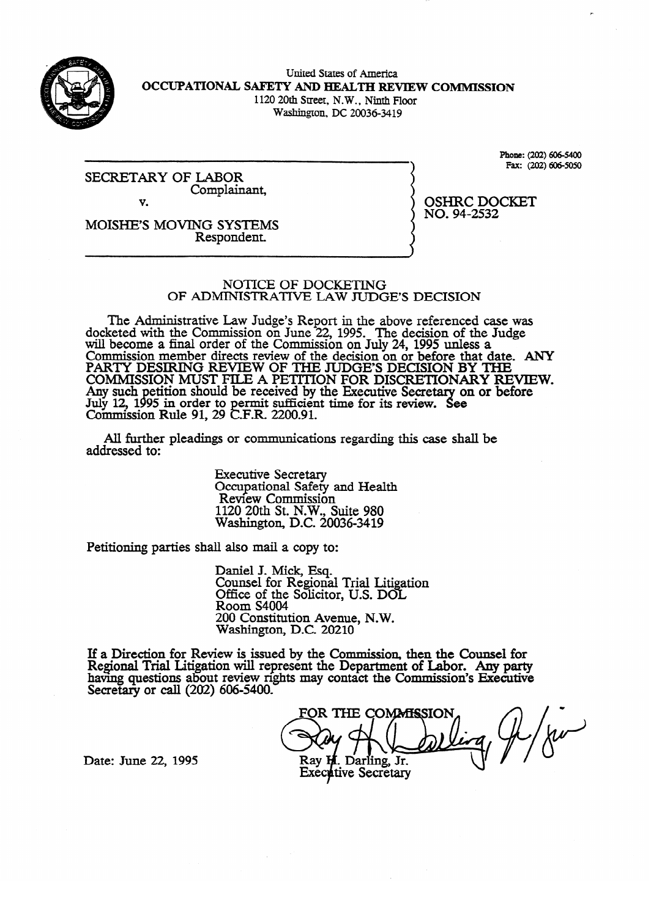United States of America

**OCCUPATIONAL SAFETY AND HEALTH REVIEW COMMISSION**

1120 20th Street, N.W., Ninth Floor

Washington, DC 20036-3419

Phone: (202) 606-5400

Fax: (202) 606-5050

SECRETARY OF LABOR
Complainant,

v.

MOISHE'S MOVING SYSTEMS
Respondent.

OSHRC DOCKET
NO. 94-2532

## NOTICE OF DOCKETING OF ADMINISTRATIVE LAW JUDGE'S DECISION

The Administrative Law Judge's Report in the above referenced case was docketed with the Commission on June 22, 1995. The decision of the Judge will become a final order of the Commission on July 24, 1995 unless a Commission member directs review of the decision on or before that date. ANY PARTY DESIRING REVIEW OF THE JUDGE'S DECISION BY THE COMMISSION MUST FILE A PETITION FOR DISCRETIONARY REVIEW. Any such petition should be received by the Executive Secretary on or before July 12, 1995 in order to permit sufficient time for its review. See Commission Rule 91, 29 C.F.R. 2200.91.

All further pleadings or communications regarding this case shall be addressed to:

> Executive Secretary
> Occupational Safety and Health Review Commission
> 1120 20th St. N.W., Suite 980
> Washington, D.C. 20036-3419

Petitioning parties shall also mail a copy to:

> Daniel J. Mick, Esq.
> Counsel for Regional Trial Litigation
> Office of the Solicitor, U.S. DOL
> Room S4004
> 200 Constitution Avenue, N.W.
> Washington, D.C. 20210

If a Direction for Review is issued by the Commission, then the Counsel for Regional Trial Litigation will represent the Department of Labor. Any party having questions about review rights may contact the Commission's Executive Secretary or call (202) 606-5400.

FOR THE COMMISSION

Ray H. Darling, Jr.
Executive Secretary

Date: June 22, 1995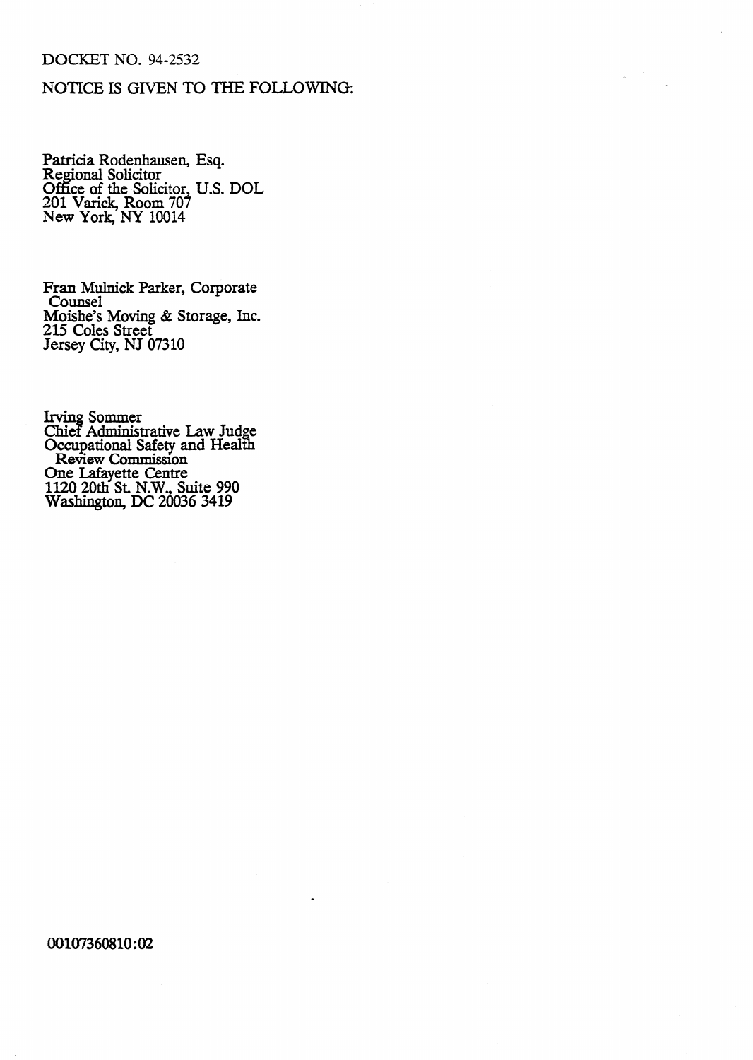DOCKET NO. 94-2532

NOTICE IS GIVEN TO THE FOLLOWING:

Patricia Rodenhausen, Esq.
Regional Solicitor
Office of the Solicitor, U.S. DOL
201 Varick, Room 707
New York, NY 10014

Fran Mulnick Parker, Corporate
Counsel
Moishe's Moving & Storage, Inc.
215 Coles Street
Jersey City, NJ 07310

Irving Sommer
Chief Administrative Law Judge
Occupational Safety and Health
Review Commission
One Lafayette Centre
1120 20th St. N.W., Suite 990
Washington, DC 20036 3419

00107360810:02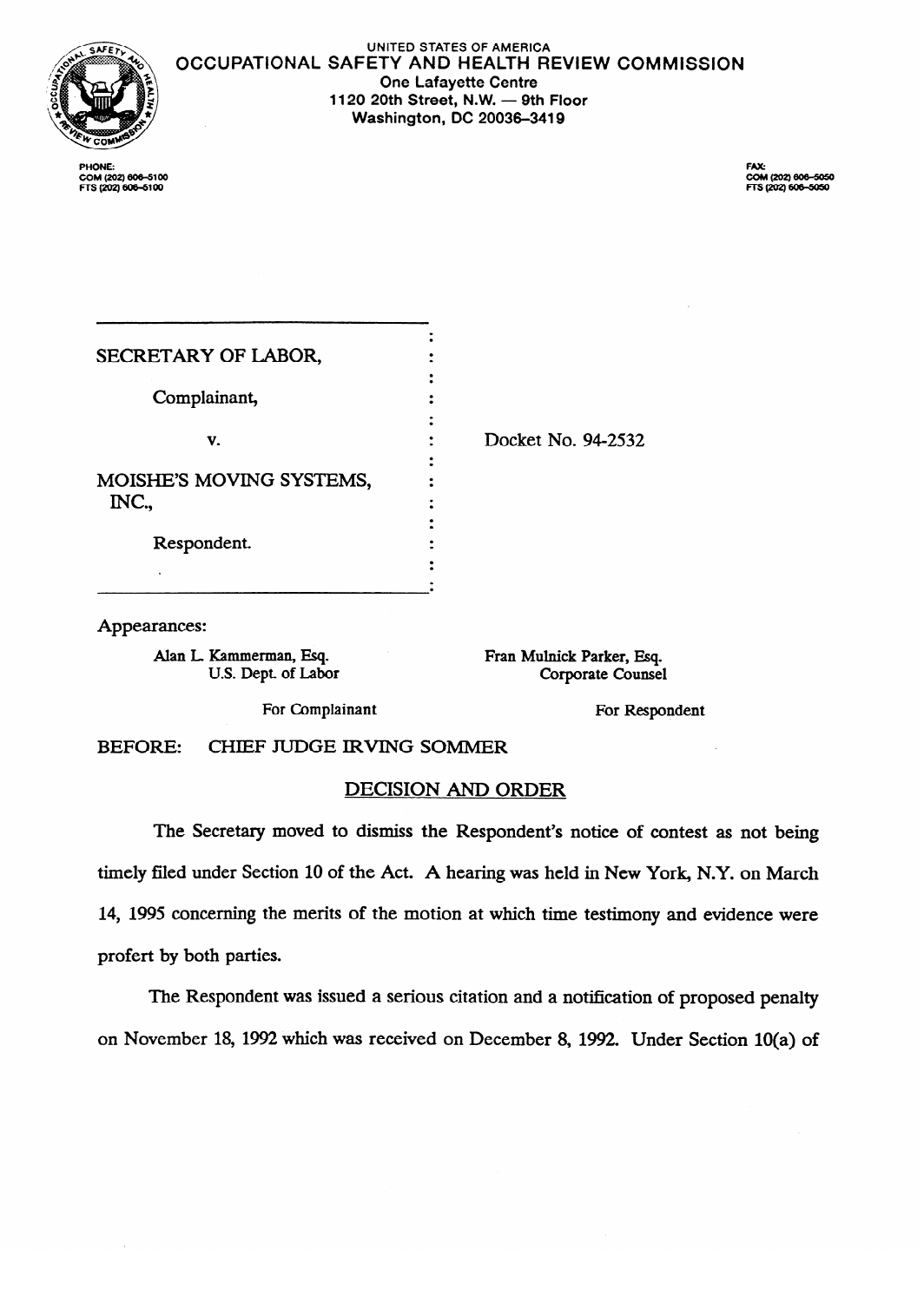UNITED STATES OF AMERICA
OCCUPATIONAL SAFETY AND HEALTH REVIEW COMMISSION
One Lafayette Centre
1120 20th Street, N.W. — 9th Floor
Washington, DC 20036-3419

PHONE:
COM (202) 606-5100
FTS (202) 606-5100

FAX:
COM (202) 606-5050
FTS (202) 606-5050

SECRETARY OF LABOR,

Complainant,

v.

MOISHE'S MOVING SYSTEMS, INC.,

Respondent.

Docket No. 94-2532

Appearances:

Alan L. Kammerman, Esq.
U.S. Dept. of Labor

For Complainant

Fran Mulnick Parker, Esq.
Corporate Counsel

For Respondent

BEFORE: CHIEF JUDGE IRVING SOMMER

## DECISION AND ORDER

The Secretary moved to dismiss the Respondent's notice of contest as not being timely filed under Section 10 of the Act. A hearing was held in New York, N.Y. on March 14, 1995 concerning the merits of the motion at which time testimony and evidence were profert by both parties.

The Respondent was issued a serious citation and a notification of proposed penalty on November 18, 1992 which was received on December 8, 1992. Under Section 10(a) of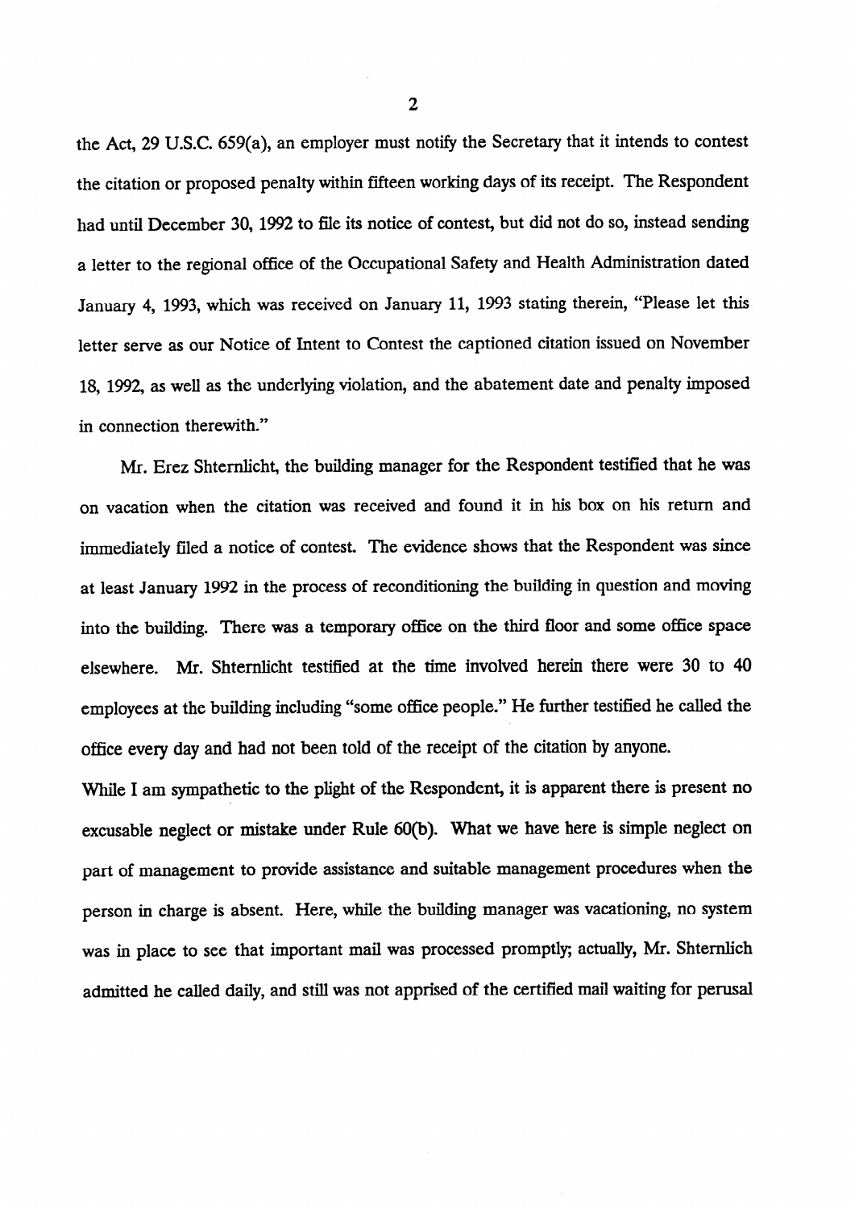the Act, 29 U.S.C. 659(a), an employer must notify the Secretary that it intends to contest the citation or proposed penalty within fifteen working days of its receipt. The Respondent had until December 30, 1992 to file its notice of contest, but did not do so, instead sending a letter to the regional office of the Occupational Safety and Health Administration dated January 4, 1993, which was received on January 11, 1993 stating therein, "Please let this letter serve as our Notice of Intent to Contest the captioned citation issued on November 18, 1992, as well as the underlying violation, and the abatement date and penalty imposed in connection therewith."

Mr. Erez Shternlicht, the building manager for the Respondent testified that he was on vacation when the citation was received and found it in his box on his return and immediately filed a notice of contest. The evidence shows that the Respondent was since at least January 1992 in the process of reconditioning the building in question and moving into the building. There was a temporary office on the third floor and some office space elsewhere. Mr. Shternlicht testified at the time involved herein there were 30 to 40 employees at the building including "some office people." He further testified he called the office every day and had not been told of the receipt of the citation by anyone.

While I am sympathetic to the plight of the Respondent, it is apparent there is present no excusable neglect or mistake under Rule 60(b). What we have here is simple neglect on part of management to provide assistance and suitable management procedures when the person in charge is absent. Here, while the building manager was vacationing, no system was in place to see that important mail was processed promptly; actually, Mr. Shternlich admitted he called daily, and still was not apprised of the certified mail waiting for perusal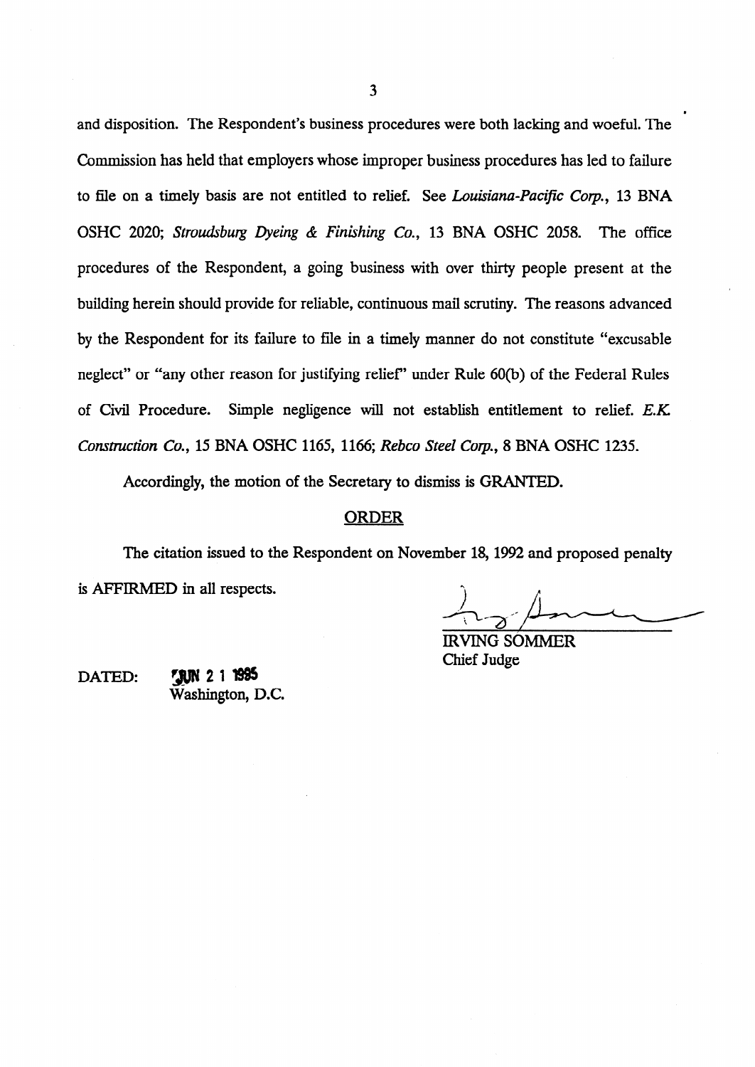and disposition. The Respondent's business procedures were both lacking and woeful. The Commission has held that employers whose improper business procedures has led to failure to file on a timely basis are not entitled to relief. See *Louisiana-Pacific Corp.*, 13 BNA OSHC 2020; *Stroudsburg Dyeing & Finishing Co.*, 13 BNA OSHC 2058. The office procedures of the Respondent, a going business with over thirty people present at the building herein should provide for reliable, continuous mail scrutiny. The reasons advanced by the Respondent for its failure to file in a timely manner do not constitute "excusable neglect" or "any other reason for justifying relief" under Rule 60(b) of the Federal Rules of Civil Procedure. Simple negligence will not establish entitlement to relief. *E.K. Construction Co.*, 15 BNA OSHC 1165, 1166; *Rebco Steel Corp.*, 8 BNA OSHC 1235.

Accordingly, the motion of the Secretary to dismiss is GRANTED.

## ORDER

The citation issued to the Respondent on November 18, 1992 and proposed penalty is AFFIRMED in all respects.

IRVING SOMMER
Chief Judge

DATED: JUN 2 1 1995
Washington, D.C.